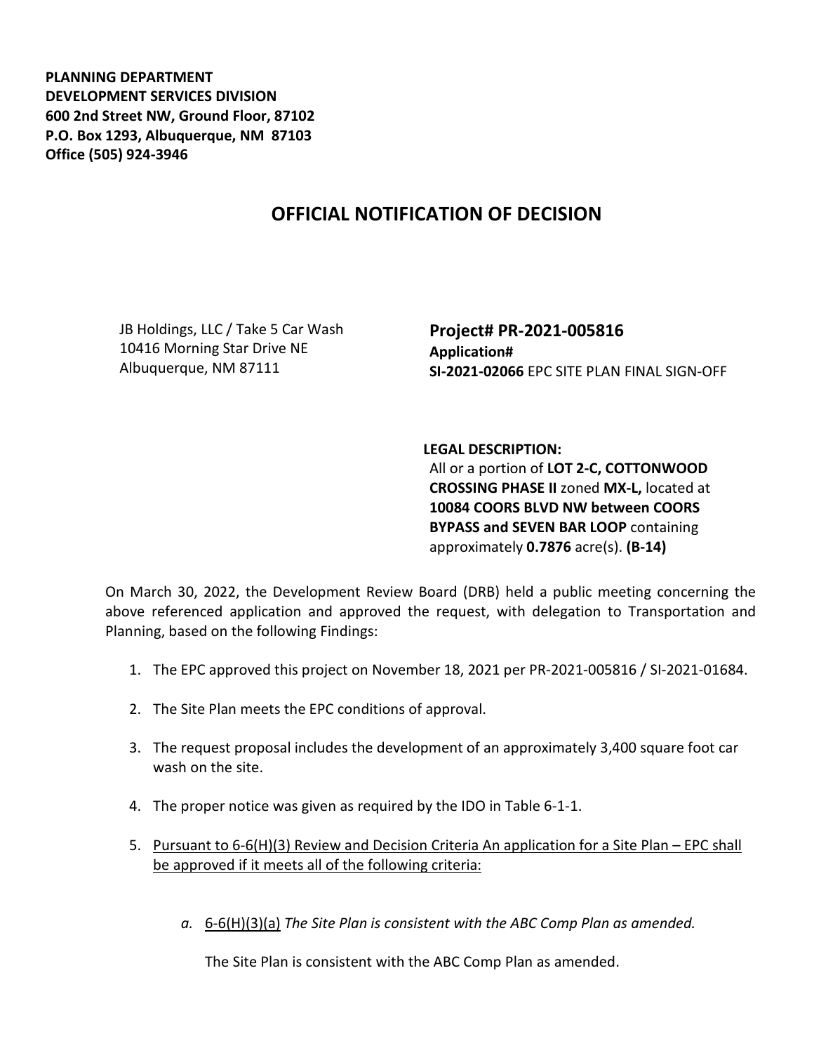**PLANNING DEPARTMENT**
**DEVELOPMENT SERVICES DIVISION**
**600 2nd Street NW, Ground Floor, 87102**
**P.O. Box 1293, Albuquerque, NM 87103**
**Office (505) 924-3946**

# OFFICIAL NOTIFICATION OF DECISION

JB Holdings, LLC / Take 5 Car Wash
10416 Morning Star Drive NE
Albuquerque, NM 87111

**Project# PR-2021-005816**
**Application#**
**SI-2021-02066** EPC SITE PLAN FINAL SIGN-OFF

**LEGAL DESCRIPTION:**
All or a portion of **LOT 2-C, COTTONWOOD CROSSING PHASE II** zoned **MX-L,** located at **10084 COORS BLVD NW between COORS BYPASS and SEVEN BAR LOOP** containing approximately **0.7876** acre(s). **(B-14)**

On March 30, 2022, the Development Review Board (DRB) held a public meeting concerning the above referenced application and approved the request, with delegation to Transportation and Planning, based on the following Findings:

1. The EPC approved this project on November 18, 2021 per PR-2021-005816 / SI-2021-01684.
2. The Site Plan meets the EPC conditions of approval.
3. The request proposal includes the development of an approximately 3,400 square foot car wash on the site.
4. The proper notice was given as required by the IDO in Table 6-1-1.
5. <u>Pursuant to 6-6(H)(3) Review and Decision Criteria An application for a Site Plan – EPC shall be approved if it meets all of the following criteria:</u>

   a. <u>6-6(H)(3)(a)</u> *The Site Plan is consistent with the ABC Comp Plan as amended.*

      The Site Plan is consistent with the ABC Comp Plan as amended.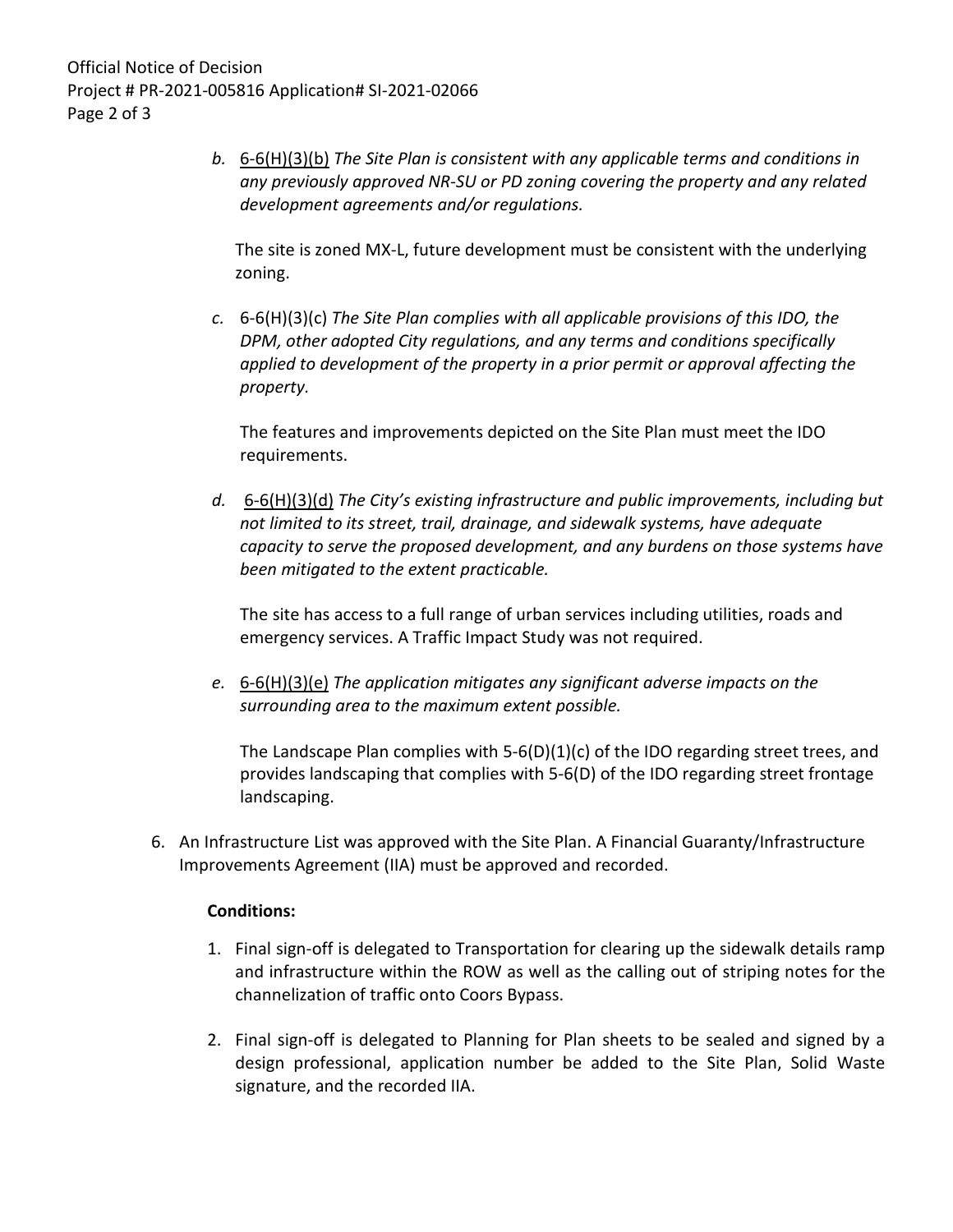*b.* 6-6(H)(3)(b) *The Site Plan is consistent with any applicable terms and conditions in any previously approved NR-SU or PD zoning covering the property and any related development agreements and/or regulations.*

The site is zoned MX-L, future development must be consistent with the underlying zoning.

*c.* 6-6(H)(3)(c) *The Site Plan complies with all applicable provisions of this IDO, the DPM, other adopted City regulations, and any terms and conditions specifically applied to development of the property in a prior permit or approval affecting the property.*

The features and improvements depicted on the Site Plan must meet the IDO requirements.

*d.* 6-6(H)(3)(d) *The City's existing infrastructure and public improvements, including but not limited to its street, trail, drainage, and sidewalk systems, have adequate capacity to serve the proposed development, and any burdens on those systems have been mitigated to the extent practicable.*

The site has access to a full range of urban services including utilities, roads and emergency services. A Traffic Impact Study was not required.

*e.* 6-6(H)(3)(e) *The application mitigates any significant adverse impacts on the surrounding area to the maximum extent possible.*

The Landscape Plan complies with 5-6(D)(1)(c) of the IDO regarding street trees, and provides landscaping that complies with 5-6(D) of the IDO regarding street frontage landscaping.

6. An Infrastructure List was approved with the Site Plan. A Financial Guaranty/Infrastructure Improvements Agreement (IIA) must be approved and recorded.

**Conditions:**

1. Final sign-off is delegated to Transportation for clearing up the sidewalk details ramp and infrastructure within the ROW as well as the calling out of striping notes for the channelization of traffic onto Coors Bypass.

2. Final sign-off is delegated to Planning for Plan sheets to be sealed and signed by a design professional, application number be added to the Site Plan, Solid Waste signature, and the recorded IIA.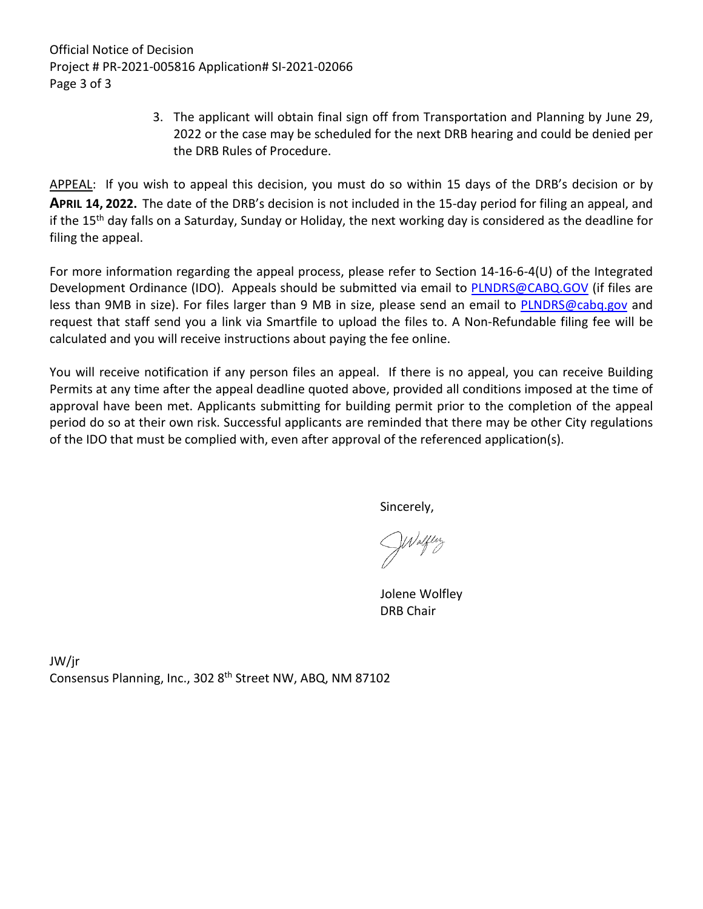3. The applicant will obtain final sign off from Transportation and Planning by June 29, 2022 or the case may be scheduled for the next DRB hearing and could be denied per the DRB Rules of Procedure.

APPEAL: If you wish to appeal this decision, you must do so within 15 days of the DRB's decision or by **APRIL 14, 2022.** The date of the DRB's decision is not included in the 15-day period for filing an appeal, and if the 15th day falls on a Saturday, Sunday or Holiday, the next working day is considered as the deadline for filing the appeal.

For more information regarding the appeal process, please refer to Section 14-16-6-4(U) of the Integrated Development Ordinance (IDO). Appeals should be submitted via email to PLNDRS@CABQ.GOV (if files are less than 9MB in size). For files larger than 9 MB in size, please send an email to PLNDRS@cabq.gov and request that staff send you a link via Smartfile to upload the files to. A Non-Refundable filing fee will be calculated and you will receive instructions about paying the fee online.

You will receive notification if any person files an appeal. If there is no appeal, you can receive Building Permits at any time after the appeal deadline quoted above, provided all conditions imposed at the time of approval have been met. Applicants submitting for building permit prior to the completion of the appeal period do so at their own risk. Successful applicants are reminded that there may be other City regulations of the IDO that must be complied with, even after approval of the referenced application(s).

Sincerely,

JWolfley

Jolene Wolfley
DRB Chair

JW/jr
Consensus Planning, Inc., 302 8th Street NW, ABQ, NM 87102